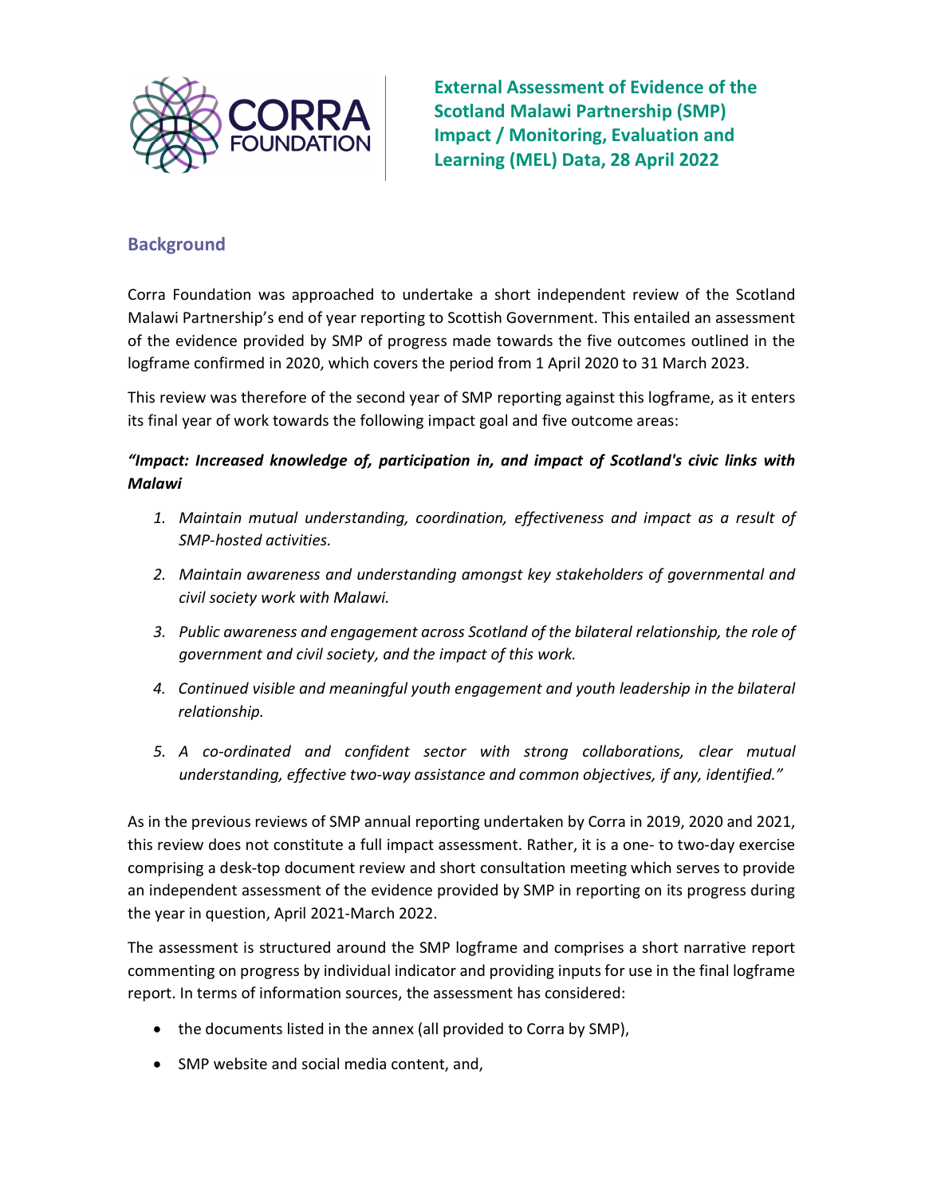CORRA FOUNDATION

# External Assessment of Evidence of the Scotland Malawi Partnership (SMP) Impact / Monitoring, Evaluation and Learning (MEL) Data, 28 April 2022

## Background

Corra Foundation was approached to undertake a short independent review of the Scotland Malawi Partnership's end of year reporting to Scottish Government. This entailed an assessment of the evidence provided by SMP of progress made towards the five outcomes outlined in the logframe confirmed in 2020, which covers the period from 1 April 2020 to 31 March 2023.

This review was therefore of the second year of SMP reporting against this logframe, as it enters its final year of work towards the following impact goal and five outcome areas:

***"Impact: Increased knowledge of, participation in, and impact of Scotland's civic links with Malawi***

1. *Maintain mutual understanding, coordination, effectiveness and impact as a result of SMP-hosted activities.*
2. *Maintain awareness and understanding amongst key stakeholders of governmental and civil society work with Malawi.*
3. *Public awareness and engagement across Scotland of the bilateral relationship, the role of government and civil society, and the impact of this work.*
4. *Continued visible and meaningful youth engagement and youth leadership in the bilateral relationship.*
5. *A co-ordinated and confident sector with strong collaborations, clear mutual understanding, effective two-way assistance and common objectives, if any, identified."*

As in the previous reviews of SMP annual reporting undertaken by Corra in 2019, 2020 and 2021, this review does not constitute a full impact assessment. Rather, it is a one- to two-day exercise comprising a desk-top document review and short consultation meeting which serves to provide an independent assessment of the evidence provided by SMP in reporting on its progress during the year in question, April 2021-March 2022.

The assessment is structured around the SMP logframe and comprises a short narrative report commenting on progress by individual indicator and providing inputs for use in the final logframe report. In terms of information sources, the assessment has considered:

- the documents listed in the annex (all provided to Corra by SMP),
- SMP website and social media content, and,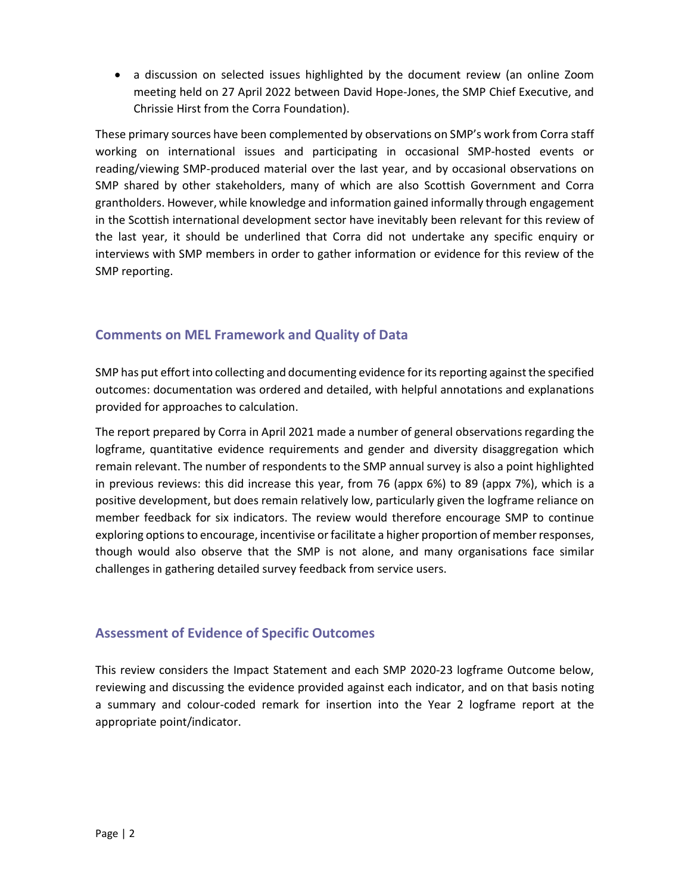- a discussion on selected issues highlighted by the document review (an online Zoom meeting held on 27 April 2022 between David Hope-Jones, the SMP Chief Executive, and Chrissie Hirst from the Corra Foundation).

These primary sources have been complemented by observations on SMP's work from Corra staff working on international issues and participating in occasional SMP-hosted events or reading/viewing SMP-produced material over the last year, and by occasional observations on SMP shared by other stakeholders, many of which are also Scottish Government and Corra grantholders. However, while knowledge and information gained informally through engagement in the Scottish international development sector have inevitably been relevant for this review of the last year, it should be underlined that Corra did not undertake any specific enquiry or interviews with SMP members in order to gather information or evidence for this review of the SMP reporting.

## Comments on MEL Framework and Quality of Data

SMP has put effort into collecting and documenting evidence for its reporting against the specified outcomes: documentation was ordered and detailed, with helpful annotations and explanations provided for approaches to calculation.

The report prepared by Corra in April 2021 made a number of general observations regarding the logframe, quantitative evidence requirements and gender and diversity disaggregation which remain relevant. The number of respondents to the SMP annual survey is also a point highlighted in previous reviews: this did increase this year, from 76 (appx 6%) to 89 (appx 7%), which is a positive development, but does remain relatively low, particularly given the logframe reliance on member feedback for six indicators. The review would therefore encourage SMP to continue exploring options to encourage, incentivise or facilitate a higher proportion of member responses, though would also observe that the SMP is not alone, and many organisations face similar challenges in gathering detailed survey feedback from service users.

## Assessment of Evidence of Specific Outcomes

This review considers the Impact Statement and each SMP 2020-23 logframe Outcome below, reviewing and discussing the evidence provided against each indicator, and on that basis noting a summary and colour-coded remark for insertion into the Year 2 logframe report at the appropriate point/indicator.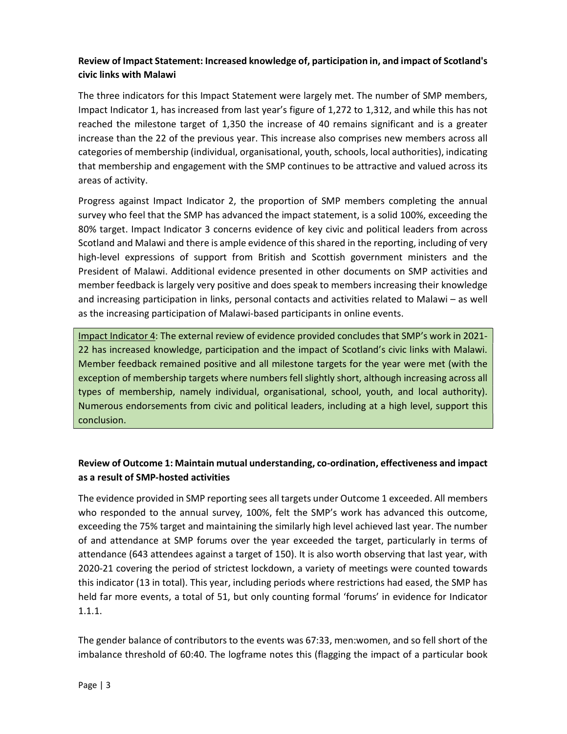**Review of Impact Statement: Increased knowledge of, participation in, and impact of Scotland's civic links with Malawi**

The three indicators for this Impact Statement were largely met. The number of SMP members, Impact Indicator 1, has increased from last year's figure of 1,272 to 1,312, and while this has not reached the milestone target of 1,350 the increase of 40 remains significant and is a greater increase than the 22 of the previous year. This increase also comprises new members across all categories of membership (individual, organisational, youth, schools, local authorities), indicating that membership and engagement with the SMP continues to be attractive and valued across its areas of activity.

Progress against Impact Indicator 2, the proportion of SMP members completing the annual survey who feel that the SMP has advanced the impact statement, is a solid 100%, exceeding the 80% target. Impact Indicator 3 concerns evidence of key civic and political leaders from across Scotland and Malawi and there is ample evidence of this shared in the reporting, including of very high-level expressions of support from British and Scottish government ministers and the President of Malawi. Additional evidence presented in other documents on SMP activities and member feedback is largely very positive and does speak to members increasing their knowledge and increasing participation in links, personal contacts and activities related to Malawi – as well as the increasing participation of Malawi-based participants in online events.

> Impact Indicator 4: The external review of evidence provided concludes that SMP's work in 2021-22 has increased knowledge, participation and the impact of Scotland's civic links with Malawi. Member feedback remained positive and all milestone targets for the year were met (with the exception of membership targets where numbers fell slightly short, although increasing across all types of membership, namely individual, organisational, school, youth, and local authority). Numerous endorsements from civic and political leaders, including at a high level, support this conclusion.

**Review of Outcome 1: Maintain mutual understanding, co-ordination, effectiveness and impact as a result of SMP-hosted activities**

The evidence provided in SMP reporting sees all targets under Outcome 1 exceeded. All members who responded to the annual survey, 100%, felt the SMP's work has advanced this outcome, exceeding the 75% target and maintaining the similarly high level achieved last year. The number of and attendance at SMP forums over the year exceeded the target, particularly in terms of attendance (643 attendees against a target of 150). It is also worth observing that last year, with 2020-21 covering the period of strictest lockdown, a variety of meetings were counted towards this indicator (13 in total). This year, including periods where restrictions had eased, the SMP has held far more events, a total of 51, but only counting formal 'forums' in evidence for Indicator 1.1.1.

The gender balance of contributors to the events was 67:33, men:women, and so fell short of the imbalance threshold of 60:40. The logframe notes this (flagging the impact of a particular book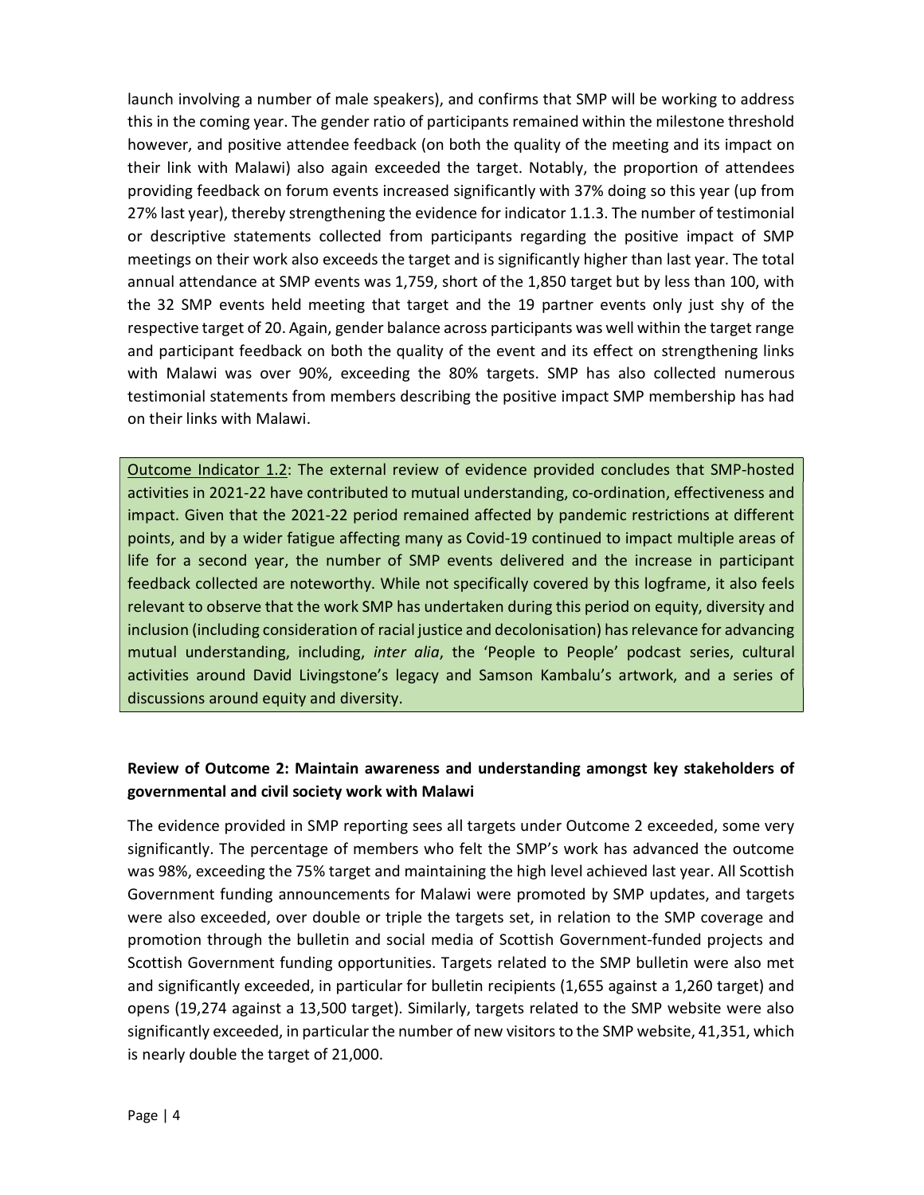launch involving a number of male speakers), and confirms that SMP will be working to address this in the coming year. The gender ratio of participants remained within the milestone threshold however, and positive attendee feedback (on both the quality of the meeting and its impact on their link with Malawi) also again exceeded the target. Notably, the proportion of attendees providing feedback on forum events increased significantly with 37% doing so this year (up from 27% last year), thereby strengthening the evidence for indicator 1.1.3. The number of testimonial or descriptive statements collected from participants regarding the positive impact of SMP meetings on their work also exceeds the target and is significantly higher than last year. The total annual attendance at SMP events was 1,759, short of the 1,850 target but by less than 100, with the 32 SMP events held meeting that target and the 19 partner events only just shy of the respective target of 20. Again, gender balance across participants was well within the target range and participant feedback on both the quality of the event and its effect on strengthening links with Malawi was over 90%, exceeding the 80% targets. SMP has also collected numerous testimonial statements from members describing the positive impact SMP membership has had on their links with Malawi.

Outcome Indicator 1.2: The external review of evidence provided concludes that SMP-hosted activities in 2021-22 have contributed to mutual understanding, co-ordination, effectiveness and impact. Given that the 2021-22 period remained affected by pandemic restrictions at different points, and by a wider fatigue affecting many as Covid-19 continued to impact multiple areas of life for a second year, the number of SMP events delivered and the increase in participant feedback collected are noteworthy. While not specifically covered by this logframe, it also feels relevant to observe that the work SMP has undertaken during this period on equity, diversity and inclusion (including consideration of racial justice and decolonisation) has relevance for advancing mutual understanding, including, *inter alia*, the 'People to People' podcast series, cultural activities around David Livingstone's legacy and Samson Kambalu's artwork, and a series of discussions around equity and diversity.

**Review of Outcome 2: Maintain awareness and understanding amongst key stakeholders of governmental and civil society work with Malawi**

The evidence provided in SMP reporting sees all targets under Outcome 2 exceeded, some very significantly. The percentage of members who felt the SMP's work has advanced the outcome was 98%, exceeding the 75% target and maintaining the high level achieved last year. All Scottish Government funding announcements for Malawi were promoted by SMP updates, and targets were also exceeded, over double or triple the targets set, in relation to the SMP coverage and promotion through the bulletin and social media of Scottish Government-funded projects and Scottish Government funding opportunities. Targets related to the SMP bulletin were also met and significantly exceeded, in particular for bulletin recipients (1,655 against a 1,260 target) and opens (19,274 against a 13,500 target). Similarly, targets related to the SMP website were also significantly exceeded, in particular the number of new visitors to the SMP website, 41,351, which is nearly double the target of 21,000.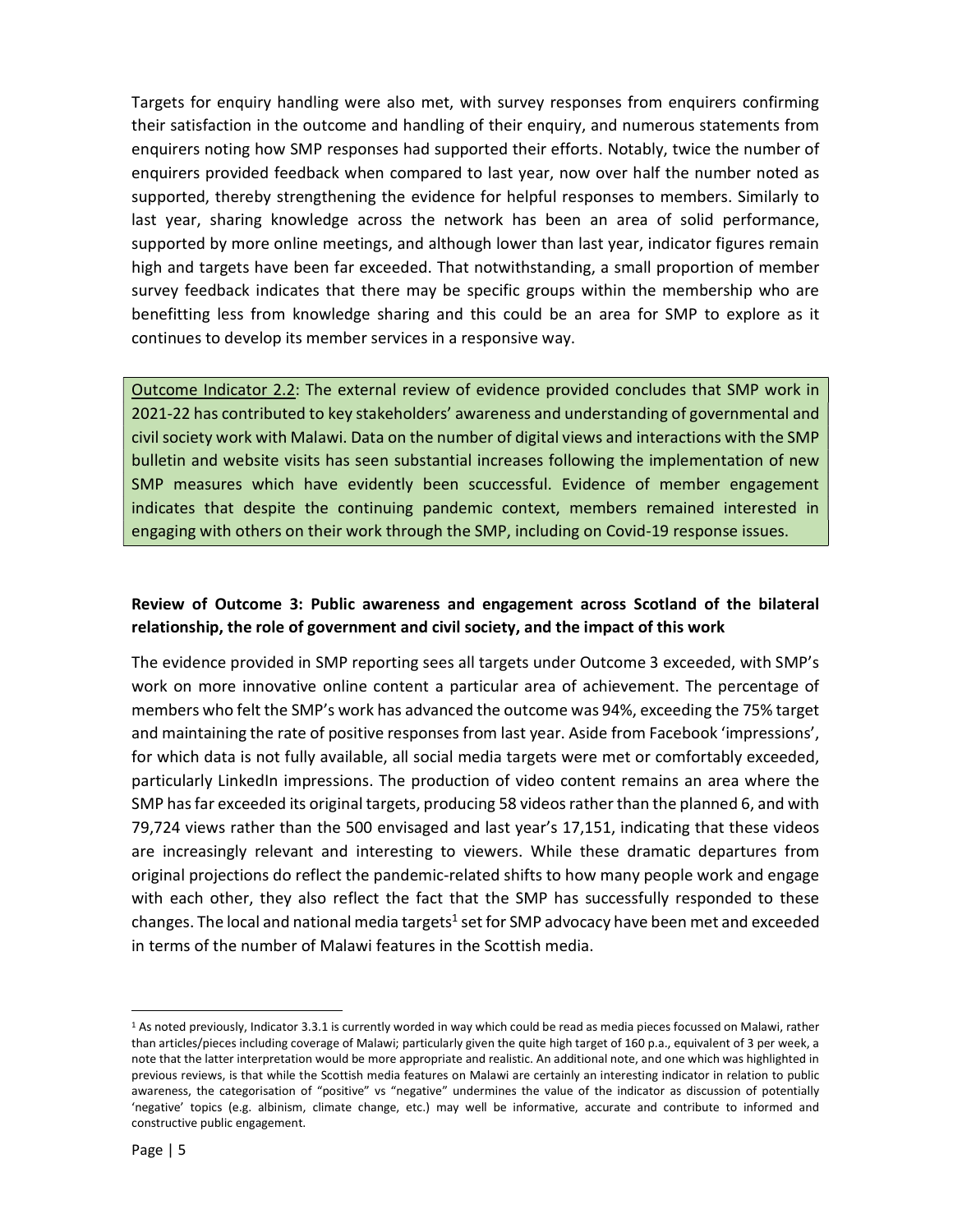Targets for enquiry handling were also met, with survey responses from enquirers confirming their satisfaction in the outcome and handling of their enquiry, and numerous statements from enquirers noting how SMP responses had supported their efforts. Notably, twice the number of enquirers provided feedback when compared to last year, now over half the number noted as supported, thereby strengthening the evidence for helpful responses to members. Similarly to last year, sharing knowledge across the network has been an area of solid performance, supported by more online meetings, and although lower than last year, indicator figures remain high and targets have been far exceeded. That notwithstanding, a small proportion of member survey feedback indicates that there may be specific groups within the membership who are benefitting less from knowledge sharing and this could be an area for SMP to explore as it continues to develop its member services in a responsive way.

Outcome Indicator 2.2: The external review of evidence provided concludes that SMP work in 2021-22 has contributed to key stakeholders' awareness and understanding of governmental and civil society work with Malawi. Data on the number of digital views and interactions with the SMP bulletin and website visits has seen substantial increases following the implementation of new SMP measures which have evidently been scuccessful. Evidence of member engagement indicates that despite the continuing pandemic context, members remained interested in engaging with others on their work through the SMP, including on Covid-19 response issues.

**Review of Outcome 3: Public awareness and engagement across Scotland of the bilateral relationship, the role of government and civil society, and the impact of this work**

The evidence provided in SMP reporting sees all targets under Outcome 3 exceeded, with SMP's work on more innovative online content a particular area of achievement. The percentage of members who felt the SMP's work has advanced the outcome was 94%, exceeding the 75% target and maintaining the rate of positive responses from last year. Aside from Facebook 'impressions', for which data is not fully available, all social media targets were met or comfortably exceeded, particularly LinkedIn impressions. The production of video content remains an area where the SMP has far exceeded its original targets, producing 58 videos rather than the planned 6, and with 79,724 views rather than the 500 envisaged and last year's 17,151, indicating that these videos are increasingly relevant and interesting to viewers. While these dramatic departures from original projections do reflect the pandemic-related shifts to how many people work and engage with each other, they also reflect the fact that the SMP has successfully responded to these changes. The local and national media targets[1] set for SMP advocacy have been met and exceeded in terms of the number of Malawi features in the Scottish media.

[1] As noted previously, Indicator 3.3.1 is currently worded in way which could be read as media pieces focussed on Malawi, rather than articles/pieces including coverage of Malawi; particularly given the quite high target of 160 p.a., equivalent of 3 per week, a note that the latter interpretation would be more appropriate and realistic. An additional note, and one which was highlighted in previous reviews, is that while the Scottish media features on Malawi are certainly an interesting indicator in relation to public awareness, the categorisation of "positive" vs "negative" undermines the value of the indicator as discussion of potentially 'negative' topics (e.g. albinism, climate change, etc.) may well be informative, accurate and contribute to informed and constructive public engagement.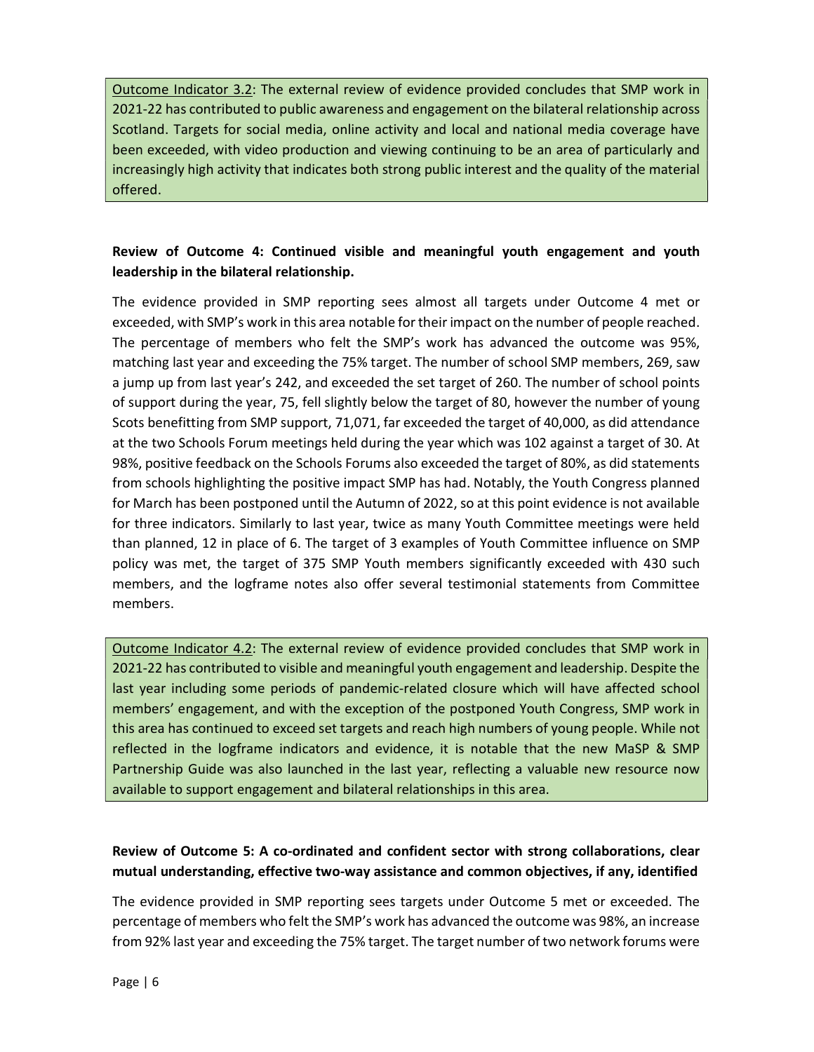Outcome Indicator 3.2: The external review of evidence provided concludes that SMP work in 2021-22 has contributed to public awareness and engagement on the bilateral relationship across Scotland. Targets for social media, online activity and local and national media coverage have been exceeded, with video production and viewing continuing to be an area of particularly and increasingly high activity that indicates both strong public interest and the quality of the material offered.

**Review of Outcome 4: Continued visible and meaningful youth engagement and youth leadership in the bilateral relationship.**

The evidence provided in SMP reporting sees almost all targets under Outcome 4 met or exceeded, with SMP's work in this area notable for their impact on the number of people reached. The percentage of members who felt the SMP's work has advanced the outcome was 95%, matching last year and exceeding the 75% target. The number of school SMP members, 269, saw a jump up from last year's 242, and exceeded the set target of 260. The number of school points of support during the year, 75, fell slightly below the target of 80, however the number of young Scots benefitting from SMP support, 71,071, far exceeded the target of 40,000, as did attendance at the two Schools Forum meetings held during the year which was 102 against a target of 30. At 98%, positive feedback on the Schools Forums also exceeded the target of 80%, as did statements from schools highlighting the positive impact SMP has had. Notably, the Youth Congress planned for March has been postponed until the Autumn of 2022, so at this point evidence is not available for three indicators. Similarly to last year, twice as many Youth Committee meetings were held than planned, 12 in place of 6. The target of 3 examples of Youth Committee influence on SMP policy was met, the target of 375 SMP Youth members significantly exceeded with 430 such members, and the logframe notes also offer several testimonial statements from Committee members.

Outcome Indicator 4.2: The external review of evidence provided concludes that SMP work in 2021-22 has contributed to visible and meaningful youth engagement and leadership. Despite the last year including some periods of pandemic-related closure which will have affected school members' engagement, and with the exception of the postponed Youth Congress, SMP work in this area has continued to exceed set targets and reach high numbers of young people. While not reflected in the logframe indicators and evidence, it is notable that the new MaSP & SMP Partnership Guide was also launched in the last year, reflecting a valuable new resource now available to support engagement and bilateral relationships in this area.

**Review of Outcome 5: A co-ordinated and confident sector with strong collaborations, clear mutual understanding, effective two-way assistance and common objectives, if any, identified**

The evidence provided in SMP reporting sees targets under Outcome 5 met or exceeded. The percentage of members who felt the SMP's work has advanced the outcome was 98%, an increase from 92% last year and exceeding the 75% target. The target number of two network forums were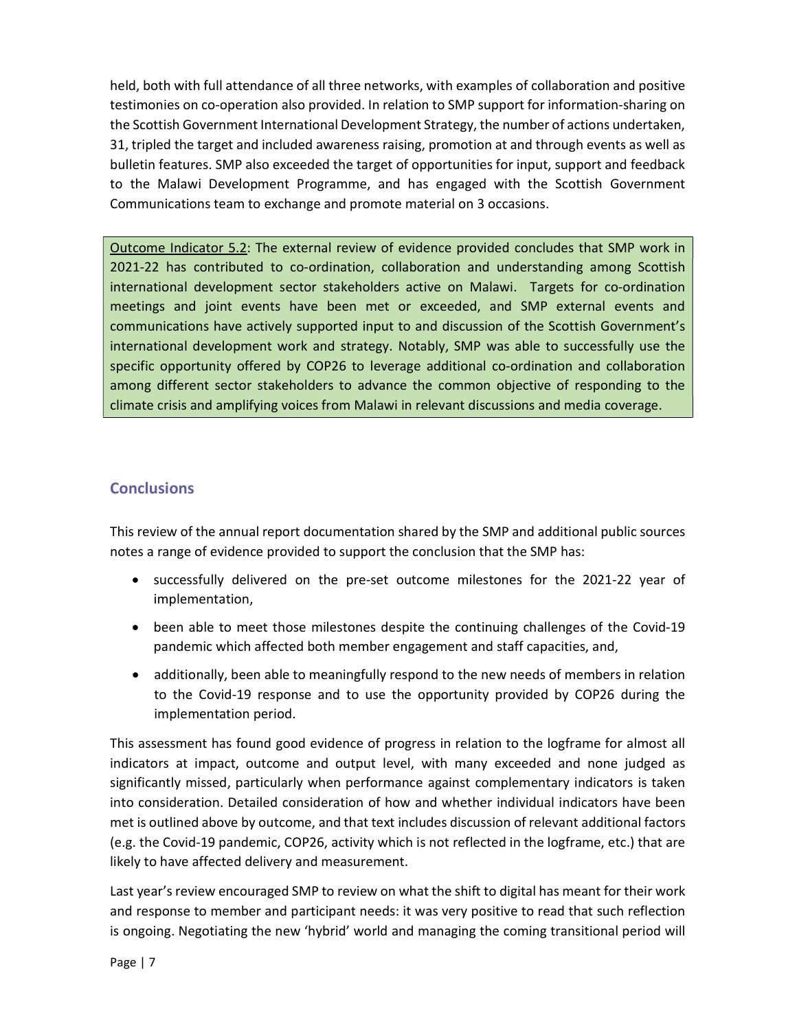held, both with full attendance of all three networks, with examples of collaboration and positive testimonies on co-operation also provided. In relation to SMP support for information-sharing on the Scottish Government International Development Strategy, the number of actions undertaken, 31, tripled the target and included awareness raising, promotion at and through events as well as bulletin features. SMP also exceeded the target of opportunities for input, support and feedback to the Malawi Development Programme, and has engaged with the Scottish Government Communications team to exchange and promote material on 3 occasions.

> Outcome Indicator 5.2: The external review of evidence provided concludes that SMP work in 2021-22 has contributed to co-ordination, collaboration and understanding among Scottish international development sector stakeholders active on Malawi. Targets for co-ordination meetings and joint events have been met or exceeded, and SMP external events and communications have actively supported input to and discussion of the Scottish Government's international development work and strategy. Notably, SMP was able to successfully use the specific opportunity offered by COP26 to leverage additional co-ordination and collaboration among different sector stakeholders to advance the common objective of responding to the climate crisis and amplifying voices from Malawi in relevant discussions and media coverage.

## Conclusions

This review of the annual report documentation shared by the SMP and additional public sources notes a range of evidence provided to support the conclusion that the SMP has:

- successfully delivered on the pre-set outcome milestones for the 2021-22 year of implementation,
- been able to meet those milestones despite the continuing challenges of the Covid-19 pandemic which affected both member engagement and staff capacities, and,
- additionally, been able to meaningfully respond to the new needs of members in relation to the Covid-19 response and to use the opportunity provided by COP26 during the implementation period.

This assessment has found good evidence of progress in relation to the logframe for almost all indicators at impact, outcome and output level, with many exceeded and none judged as significantly missed, particularly when performance against complementary indicators is taken into consideration. Detailed consideration of how and whether individual indicators have been met is outlined above by outcome, and that text includes discussion of relevant additional factors (e.g. the Covid-19 pandemic, COP26, activity which is not reflected in the logframe, etc.) that are likely to have affected delivery and measurement.

Last year's review encouraged SMP to review on what the shift to digital has meant for their work and response to member and participant needs: it was very positive to read that such reflection is ongoing. Negotiating the new 'hybrid' world and managing the coming transitional period will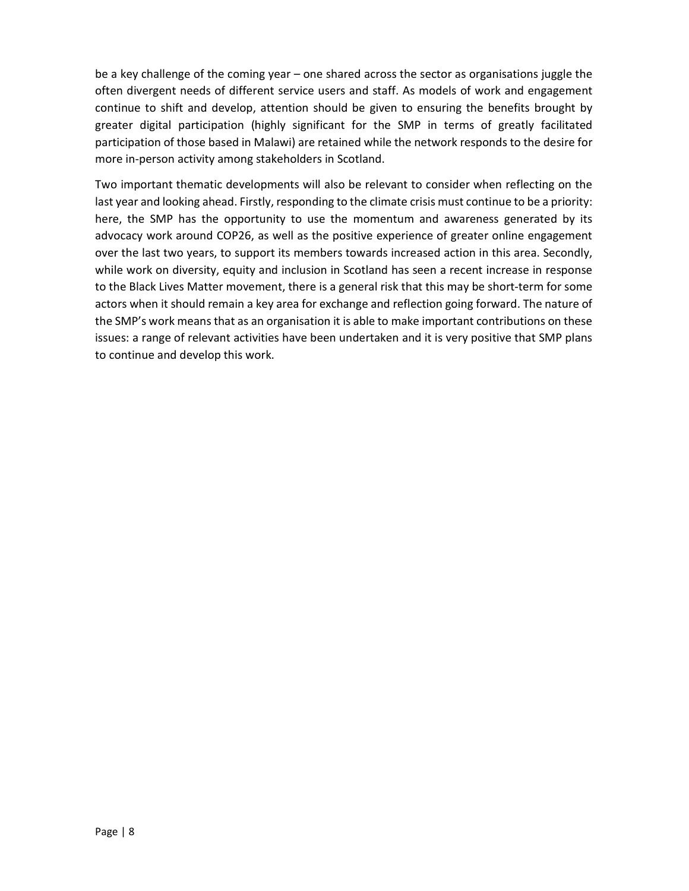be a key challenge of the coming year – one shared across the sector as organisations juggle the often divergent needs of different service users and staff. As models of work and engagement continue to shift and develop, attention should be given to ensuring the benefits brought by greater digital participation (highly significant for the SMP in terms of greatly facilitated participation of those based in Malawi) are retained while the network responds to the desire for more in-person activity among stakeholders in Scotland.

Two important thematic developments will also be relevant to consider when reflecting on the last year and looking ahead. Firstly, responding to the climate crisis must continue to be a priority: here, the SMP has the opportunity to use the momentum and awareness generated by its advocacy work around COP26, as well as the positive experience of greater online engagement over the last two years, to support its members towards increased action in this area. Secondly, while work on diversity, equity and inclusion in Scotland has seen a recent increase in response to the Black Lives Matter movement, there is a general risk that this may be short-term for some actors when it should remain a key area for exchange and reflection going forward. The nature of the SMP's work means that as an organisation it is able to make important contributions on these issues: a range of relevant activities have been undertaken and it is very positive that SMP plans to continue and develop this work.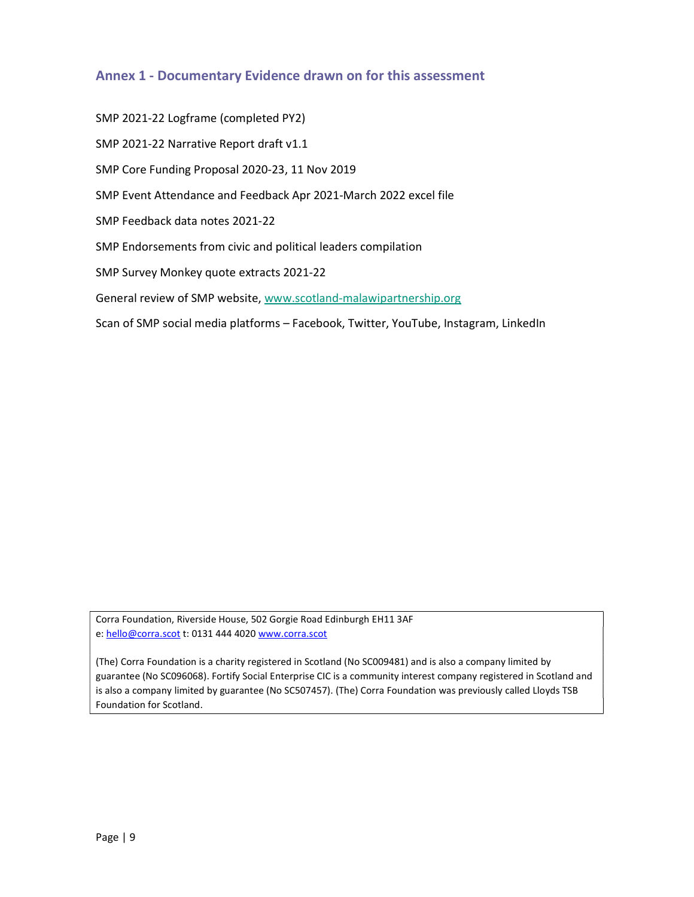## Annex 1 - Documentary Evidence drawn on for this assessment

SMP 2021-22 Logframe (completed PY2)

SMP 2021-22 Narrative Report draft v1.1

SMP Core Funding Proposal 2020-23, 11 Nov 2019

SMP Event Attendance and Feedback Apr 2021-March 2022 excel file

SMP Feedback data notes 2021-22

SMP Endorsements from civic and political leaders compilation

SMP Survey Monkey quote extracts 2021-22

General review of SMP website, www.scotland-malawipartnership.org

Scan of SMP social media platforms – Facebook, Twitter, YouTube, Instagram, LinkedIn

Corra Foundation, Riverside House, 502 Gorgie Road Edinburgh EH11 3AF
e: hello@corra.scot t: 0131 444 4020 www.corra.scot

(The) Corra Foundation is a charity registered in Scotland (No SC009481) and is also a company limited by guarantee (No SC096068). Fortify Social Enterprise CIC is a community interest company registered in Scotland and is also a company limited by guarantee (No SC507457). (The) Corra Foundation was previously called Lloyds TSB Foundation for Scotland.